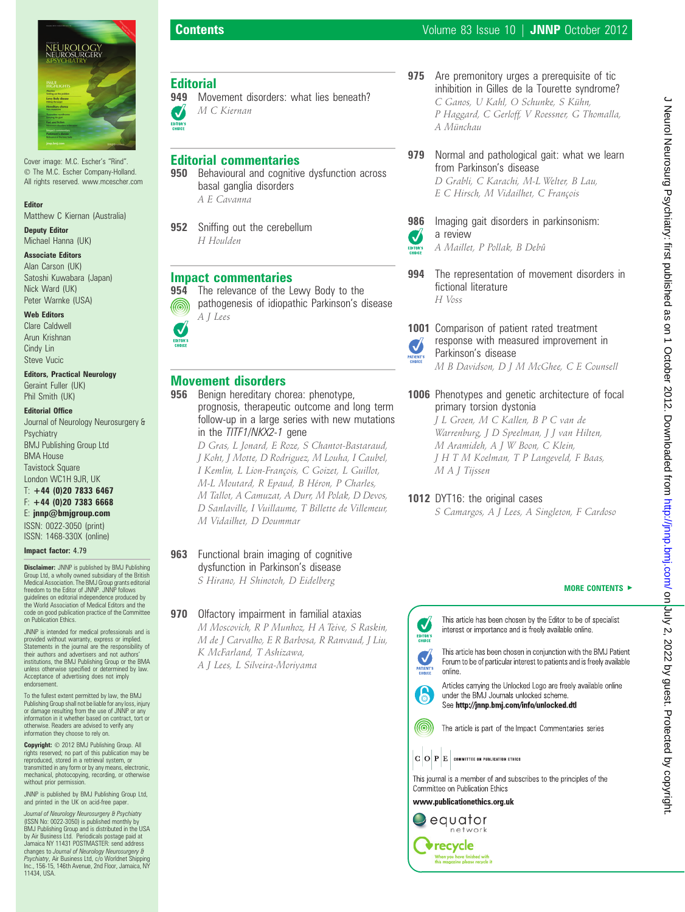# Contents

Cover image: M.C. Escher's "Rind". © The M.C. Escher Company-Holland. All rights reserved. www.mcescher.com

**Editor**
Matthew C Kiernan (Australia)

**Deputy Editor**
Michael Hanna (UK)

**Associate Editors**
Alan Carson (UK)
Satoshi Kuwabara (Japan)
Nick Ward (UK)
Peter Warnke (USA)

**Web Editors**
Clare Caldwell
Arun Krishnan
Cindy Lin
Steve Vucic

**Editors, Practical Neurology**
Geraint Fuller (UK)
Phil Smith (UK)

**Editorial Office**
Journal of Neurology Neurosurgery & Psychiatry
BMJ Publishing Group Ltd
BMA House
Tavistock Square
London WC1H 9JR, UK
T: **+44 (0)20 7833 6467**
F: **+44 (0)20 7383 6668**
E: **jnnp@bmjgroup.com**
ISSN: 0022-3050 (print)
ISSN: 1468-330X (online)

**Impact factor:** 4.79

**Disclaimer:** JNNP is published by BMJ Publishing Group Ltd, a wholly owned subsidiary of the British Medical Association. The BMJ Group grants editorial freedom to the Editor of JNNP. JNNP follows guidelines on editorial independence produced by the World Association of Medical Editors and the code on good publication practice of the Committee on Publication Ethics.

JNNP is intended for medical professionals and is provided without warranty, express or implied. Statements in the journal are the responsibility of their authors and advertisers and not authors' institutions, the BMJ Publishing Group or the BMA unless otherwise specified or determined by law. Acceptance of advertising does not imply endorsement.

To the fullest extent permitted by law, the BMJ Publishing Group shall not be liable for any loss, injury or damage resulting from the use of JNNP or any information in it whether based on contract, tort or otherwise. Readers are advised to verify any information they choose to rely on.

**Copyright:** © 2012 BMJ Publishing Group. All rights reserved; no part of this publication may be reproduced, stored in a retrieval system, or transmitted in any form or by any means, electronic, mechanical, photocopying, recording, or otherwise without prior permission.

JNNP is published by BMJ Publishing Group Ltd, and printed in the UK on acid-free paper.

*Journal of Neurology Neurosurgery & Psychiatry* (ISSN No: 0022-3050) is published monthly by BMJ Publishing Group and is distributed in the USA by Air Business Ltd. Periodicals postage paid at Jamaica NY 11431 POSTMASTER: send address changes to *Journal of Neurology Neurosurgery & Psychiatry*, Air Business Ltd, c/o Worldnet Shipping Inc., 156-15, 146th Avenue, 2nd Floor, Jamaica, NY 11434, USA.

## Editorial

**949** Movement disorders: what lies beneath? (Editor's choice)
*M C Kiernan*

## Editorial commentaries

**950** Behavioural and cognitive dysfunction across basal ganglia disorders
*A E Cavanna*

**952** Sniffing out the cerebellum
*H Houlden*

## Impact commentaries

**954** The relevance of the Lewy Body to the pathogenesis of idiopathic Parkinson's disease (Editor's choice)
*A J Lees*

## Movement disorders

**956** Benign hereditary chorea: phenotype, prognosis, therapeutic outcome and long term follow-up in a large series with new mutations in the *TITF1/NKX2-1* gene
*D Gras, L Jonard, E Roze, S Chantot-Bastaraud, J Koht, J Motte, D Rodriguez, M Louha, I Caubel, I Kemlin, L Lion-François, C Goizet, L Guillot, M-L Moutard, R Epaud, B Héron, P Charles, M Tallot, A Camuzat, A Durr, M Polak, C Devos, D Sanlaville, I Vuillaume, T Billette de Villemeur, M Vidailhet, D Doummar*

**963** Functional brain imaging of cognitive dysfunction in Parkinson's disease
*S Hirano, H Shinotoh, D Eidelberg*

**970** Olfactory impairment in familial ataxias
*M Moscovich, R P Munhoz, H A Teive, S Raskin, M de J Carvalho, E R Barbosa, R Ranvaud, J Liu, K McFarland, T Ashizawa, A J Lees, L Silveira-Moriyama*

**975** Are premonitory urges a prerequisite of tic inhibition in Gilles de la Tourette syndrome?
*C Ganos, U Kahl, O Schunke, S Kühn, P Haggard, C Gerloff, V Roessner, G Thomalla, A Münchau*

**979** Normal and pathological gait: what we learn from Parkinson's disease
*D Grabli, C Karachi, M-L Welter, B Lau, E C Hirsch, M Vidailhet, C François*

**986** Imaging gait disorders in parkinsonism: a review (Editor's choice)
*A Maillet, P Pollak, B Debû*

**994** The representation of movement disorders in fictional literature
*H Voss*

**1001** Comparison of patient rated treatment response with measured improvement in Parkinson's disease (Patient's choice)
*M B Davidson, D J M McGhee, C E Counsell*

**1006** Phenotypes and genetic architecture of focal primary torsion dystonia
*J L Groen, M C Kallen, B P C van de Warrenburg, J D Speelman, J J van Hilten, M Aramideh, A J W Boon, C Klein, J H T M Koelman, T P Langeveld, F Baas, M A J Tijssen*

**1012** DYT16: the original cases
*S Camargos, A J Lees, A Singleton, F Cardoso*

**MORE CONTENTS ►**

Editor's choice: This article has been chosen by the Editor to be of specialist interest or importance and is freely available online.

Patient's choice: This article has been chosen in conjunction with the BMJ Patient Forum to be of particular interest to patients and is freely available online.

Articles carrying the Unlocked Logo are freely available online under the BMJ Journals unlocked scheme. See **http://jnnp.bmj.com/info/unlocked.dtl**

The article is part of the Impact Commentaries series

COPE COMMITTEE ON PUBLICATION ETHICS

This journal is a member of and subscribes to the principles of the Committee on Publication Ethics

**www.publicationethics.org.uk**

equator network

recycle — When you have finished with this magazine please recycle it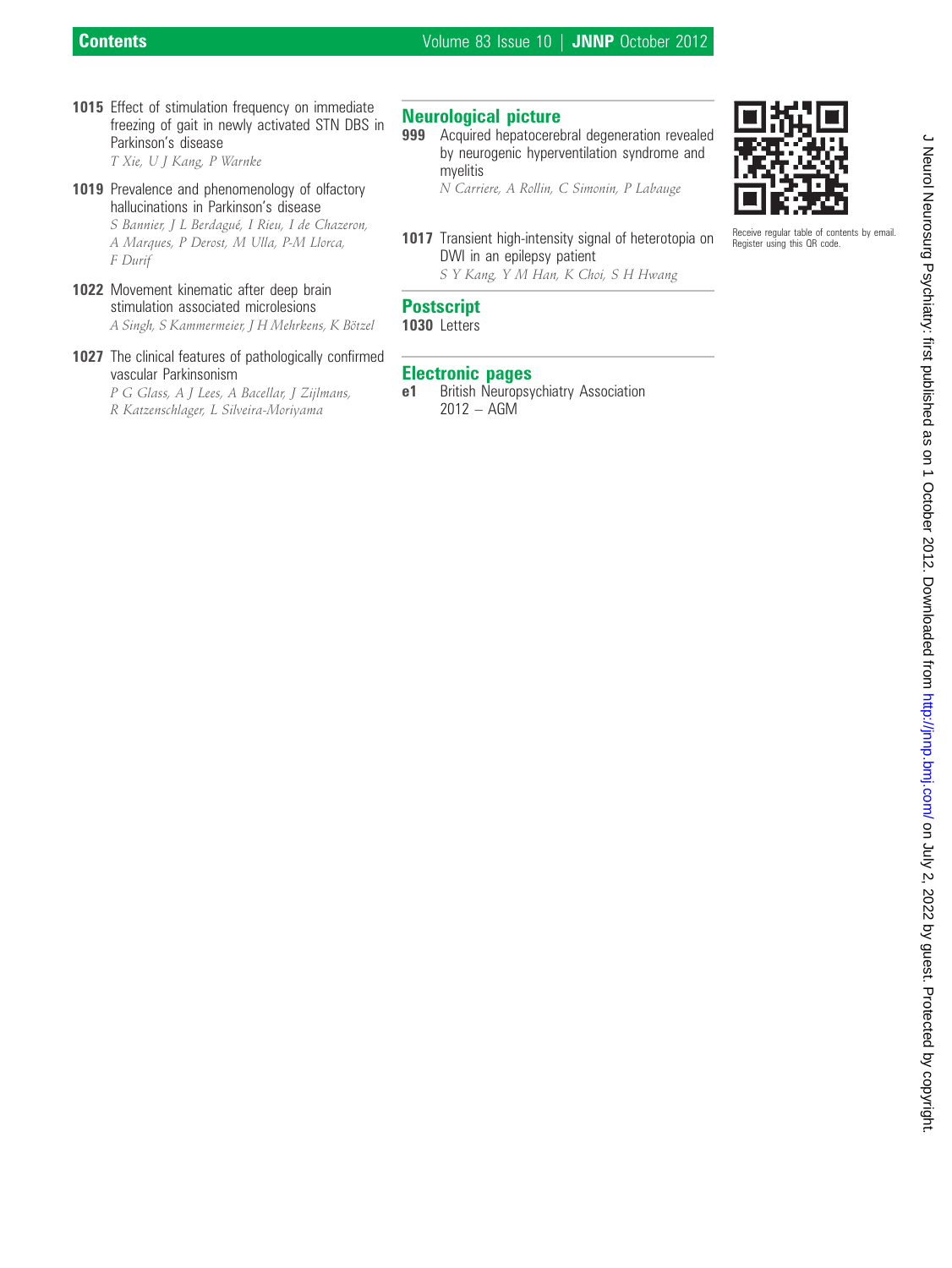**1015** Effect of stimulation frequency on immediate freezing of gait in newly activated STN DBS in Parkinson's disease
*T Xie, U J Kang, P Warnke*

**1019** Prevalence and phenomenology of olfactory hallucinations in Parkinson's disease
*S Bannier, J L Berdagué, I Rieu, I de Chazeron, A Marques, P Derost, M Ulla, P-M Llorca, F Durif*

**1022** Movement kinematic after deep brain stimulation associated microlesions
*A Singh, S Kammermeier, J H Mehrkens, K Bötzel*

**1027** The clinical features of pathologically confirmed vascular Parkinsonism
*P G Glass, A J Lees, A Bacellar, J Zijlmans, R Katzenschlager, L Silveira-Moriyama*

## Neurological picture

**999** Acquired hepatocerebral degeneration revealed by neurogenic hyperventilation syndrome and myelitis
*N Carriere, A Rollin, C Simonin, P Labauge*

**1017** Transient high-intensity signal of heterotopia on DWI in an epilepsy patient
*S Y Kang, Y M Han, K Choi, S H Hwang*

## Postscript

**1030** Letters

## Electronic pages

**e1** British Neuropsychiatry Association 2012 – AGM

Receive regular table of contents by email. Register using this QR code.